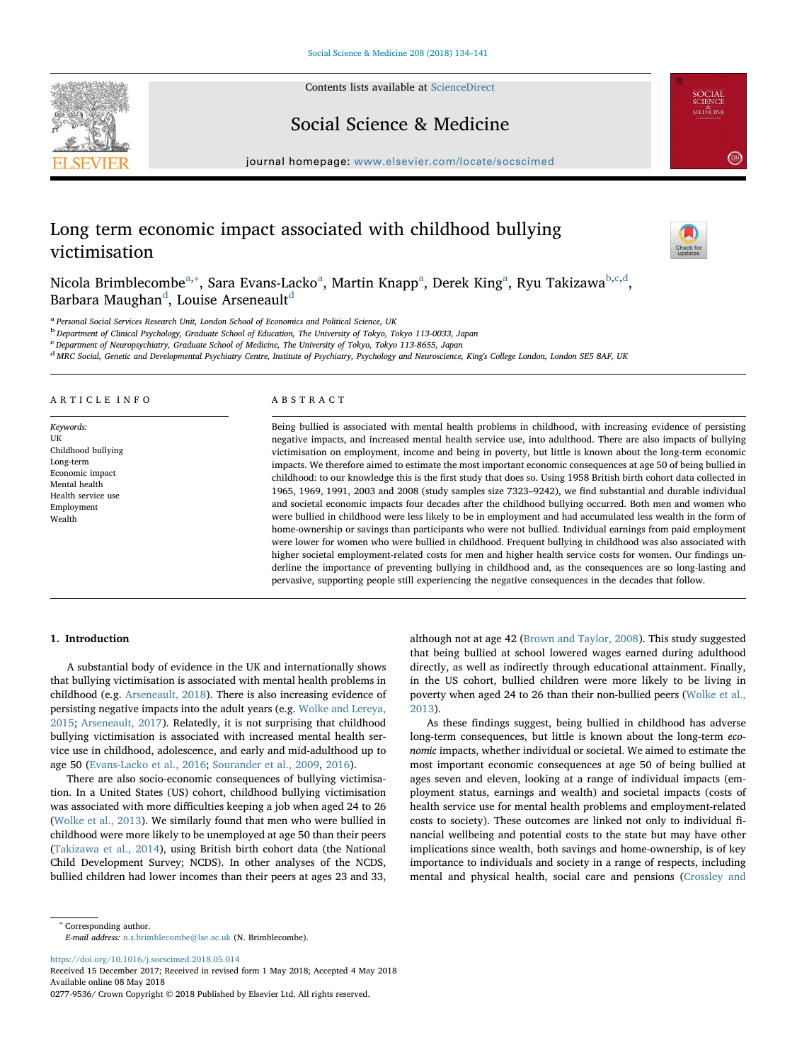# Long term economic impact associated with childhood bullying victimisation

Nicola Brimblecombe[a,*], Sara Evans-Lacko[a], Martin Knapp[a], Derek King[a], Ryu Takizawa[b,c,d], Barbara Maughan[d], Louise Arseneault[d]

[a] Personal Social Services Research Unit, London School of Economics and Political Science, UK
[b] Department of Clinical Psychology, Graduate School of Education, The University of Tokyo, Tokyo 113-0033, Japan
[c] Department of Neuropsychiatry, Graduate School of Medicine, The University of Tokyo, Tokyo 113-8655, Japan
[d] MRC Social, Genetic and Developmental Psychiatry Centre, Institute of Psychiatry, Psychology and Neuroscience, King's College London, London SE5 8AF, UK

## ARTICLE INFO

*Keywords:*
UK
Childhood bullying
Long-term
Economic impact
Mental health
Health service use
Employment
Wealth

## ABSTRACT

Being bullied is associated with mental health problems in childhood, with increasing evidence of persisting negative impacts, and increased mental health service use, into adulthood. There are also impacts of bullying victimisation on employment, income and being in poverty, but little is known about the long-term economic impacts. We therefore aimed to estimate the most important economic consequences at age 50 of being bullied in childhood: to our knowledge this is the first study that does so. Using 1958 British birth cohort data collected in 1965, 1969, 1991, 2003 and 2008 (study samples size 7323–9242), we find substantial and durable individual and societal economic impacts four decades after the childhood bullying occurred. Both men and women who were bullied in childhood were less likely to be in employment and had accumulated less wealth in the form of home-ownership or savings than participants who were not bullied. Individual earnings from paid employment were lower for women who were bullied in childhood. Frequent bullying in childhood was also associated with higher societal employment-related costs for men and higher health service costs for women. Our findings underline the importance of preventing bullying in childhood and, as the consequences are so long-lasting and pervasive, supporting people still experiencing the negative consequences in the decades that follow.

## 1. Introduction

A substantial body of evidence in the UK and internationally shows that bullying victimisation is associated with mental health problems in childhood (e.g. Arseneault, 2018). There is also increasing evidence of persisting negative impacts into the adult years (e.g. Wolke and Lereya, 2015; Arseneault, 2017). Relatedly, it is not surprising that childhood bullying victimisation is associated with increased mental health service use in childhood, adolescence, and early and mid-adulthood up to age 50 (Evans-Lacko et al., 2016; Sourander et al., 2009, 2016).

There are also socio-economic consequences of bullying victimisation. In a United States (US) cohort, childhood bullying victimisation was associated with more difficulties keeping a job when aged 24 to 26 (Wolke et al., 2013). We similarly found that men who were bullied in childhood were more likely to be unemployed at age 50 than their peers (Takizawa et al., 2014), using British birth cohort data (the National Child Development Survey; NCDS). In other analyses of the NCDS, bullied children had lower incomes than their peers at ages 23 and 33, although not at age 42 (Brown and Taylor, 2008). This study suggested that being bullied at school lowered wages earned during adulthood directly, as well as indirectly through educational attainment. Finally, in the US cohort, bullied children were more likely to be living in poverty when aged 24 to 26 than their non-bullied peers (Wolke et al., 2013).

As these findings suggest, being bullied in childhood has adverse long-term consequences, but little is known about the long-term *economic* impacts, whether individual or societal. We aimed to estimate the most important economic consequences at age 50 of being bullied at ages seven and eleven, looking at a range of individual impacts (employment status, earnings and wealth) and societal impacts (costs of health service use for mental health problems and employment-related costs to society). These outcomes are linked not only to individual financial wellbeing and potential costs to the state but may have other implications since wealth, both savings and home-ownership, is of key importance to individuals and society in a range of respects, including mental and physical health, social care and pensions (Crossley and

\* Corresponding author.
*E-mail address:* n.s.brimblecombe@lse.ac.uk (N. Brimblecombe).

https://doi.org/10.1016/j.socscimed.2018.05.014
Received 15 December 2017; Received in revised form 1 May 2018; Accepted 4 May 2018
Available online 08 May 2018
0277-9536/ Crown Copyright © 2018 Published by Elsevier Ltd. All rights reserved.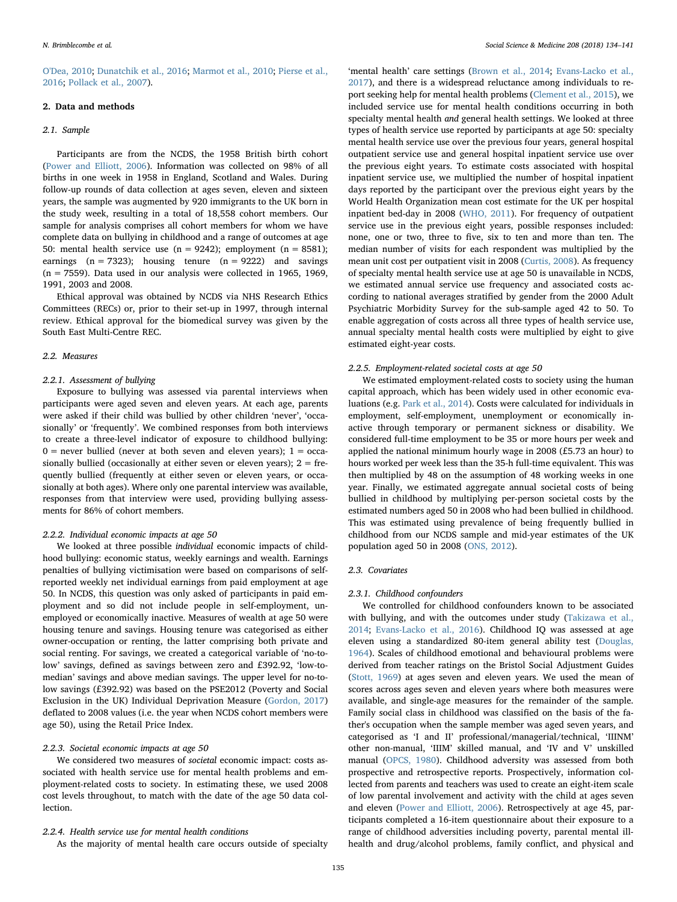O'Dea, 2010; Dunatchik et al., 2016; Marmot et al., 2010; Pierse et al., 2016; Pollack et al., 2007).

## 2. Data and methods

### 2.1. Sample

Participants are from the NCDS, the 1958 British birth cohort (Power and Elliott, 2006). Information was collected on 98% of all births in one week in 1958 in England, Scotland and Wales. During follow-up rounds of data collection at ages seven, eleven and sixteen years, the sample was augmented by 920 immigrants to the UK born in the study week, resulting in a total of 18,558 cohort members. Our sample for analysis comprises all cohort members for whom we have complete data on bullying in childhood and a range of outcomes at age 50: mental health service use (n = 9242); employment (n = 8581); earnings (n = 7323); housing tenure (n = 9222) and savings (n = 7559). Data used in our analysis were collected in 1965, 1969, 1991, 2003 and 2008.

Ethical approval was obtained by NCDS via NHS Research Ethics Committees (RECs) or, prior to their set-up in 1997, through internal review. Ethical approval for the biomedical survey was given by the South East Multi-Centre REC.

### 2.2. Measures

#### 2.2.1. Assessment of bullying

Exposure to bullying was assessed via parental interviews when participants were aged seven and eleven years. At each age, parents were asked if their child was bullied by other children 'never', 'occasionally' or 'frequently'. We combined responses from both interviews to create a three-level indicator of exposure to childhood bullying: 0 = never bullied (never at both seven and eleven years); 1 = occasionally bullied (occasionally at either seven or eleven years); 2 = frequently bullied (frequently at either seven or eleven years, or occasionally at both ages). Where only one parental interview was available, responses from that interview were used, providing bullying assessments for 86% of cohort members.

#### 2.2.2. Individual economic impacts at age 50

We looked at three possible *individual* economic impacts of childhood bullying: economic status, weekly earnings and wealth. Earnings penalties of bullying victimisation were based on comparisons of self-reported weekly net individual earnings from paid employment at age 50. In NCDS, this question was only asked of participants in paid employment and so did not include people in self-employment, unemployed or economically inactive. Measures of wealth at age 50 were housing tenure and savings. Housing tenure was categorised as either owner-occupation or renting, the latter comprising both private and social renting. For savings, we created a categorical variable of 'no-to-low' savings, defined as savings between zero and £392.92, 'low-to-median' savings and above median savings. The upper level for no-to-low savings (£392.92) was based on the PSE2012 (Poverty and Social Exclusion in the UK) Individual Deprivation Measure (Gordon, 2017) deflated to 2008 values (i.e. the year when NCDS cohort members were age 50), using the Retail Price Index.

#### 2.2.3. Societal economic impacts at age 50

We considered two measures of *societal* economic impact: costs associated with health service use for mental health problems and employment-related costs to society. In estimating these, we used 2008 cost levels throughout, to match with the date of the age 50 data collection.

#### 2.2.4. Health service use for mental health conditions

As the majority of mental health care occurs outside of specialty 'mental health' care settings (Brown et al., 2014; Evans-Lacko et al., 2017), and there is a widespread reluctance among individuals to report seeking help for mental health problems (Clement et al., 2015), we included service use for mental health conditions occurring in both specialty mental health *and* general health settings. We looked at three types of health service use reported by participants at age 50: specialty mental health service use over the previous four years, general hospital outpatient service use and general hospital inpatient service use over the previous eight years. To estimate costs associated with hospital inpatient service use, we multiplied the number of hospital inpatient days reported by the participant over the previous eight years by the World Health Organization mean cost estimate for the UK per hospital inpatient bed-day in 2008 (WHO, 2011). For frequency of outpatient service use in the previous eight years, possible responses included: none, one or two, three to five, six to ten and more than ten. The median number of visits for each respondent was multiplied by the mean unit cost per outpatient visit in 2008 (Curtis, 2008). As frequency of specialty mental health service use at age 50 is unavailable in NCDS, we estimated annual service use frequency and associated costs according to national averages stratified by gender from the 2000 Adult Psychiatric Morbidity Survey for the sub-sample aged 42 to 50. To enable aggregation of costs across all three types of health service use, annual specialty mental health costs were multiplied by eight to give estimated eight-year costs.

#### 2.2.5. Employment-related societal costs at age 50

We estimated employment-related costs to society using the human capital approach, which has been widely used in other economic evaluations (e.g. Park et al., 2014). Costs were calculated for individuals in employment, self-employment, unemployment or economically inactive through temporary or permanent sickness or disability. We considered full-time employment to be 35 or more hours per week and applied the national minimum hourly wage in 2008 (£5.73 an hour) to hours worked per week less than the 35-h full-time equivalent. This was then multiplied by 48 on the assumption of 48 working weeks in one year. Finally, we estimated aggregate annual societal costs of being bullied in childhood by multiplying per-person societal costs by the estimated numbers aged 50 in 2008 who had been bullied in childhood. This was estimated using prevalence of being frequently bullied in childhood from our NCDS sample and mid-year estimates of the UK population aged 50 in 2008 (ONS, 2012).

### 2.3. Covariates

#### 2.3.1. Childhood confounders

We controlled for childhood confounders known to be associated with bullying, and with the outcomes under study (Takizawa et al., 2014; Evans-Lacko et al., 2016). Childhood IQ was assessed at age eleven using a standardized 80-item general ability test (Douglas, 1964). Scales of childhood emotional and behavioural problems were derived from teacher ratings on the Bristol Social Adjustment Guides (Stott, 1969) at ages seven and eleven years. We used the mean of scores across ages seven and eleven years where both measures were available, and single-age measures for the remainder of the sample. Family social class in childhood was classified on the basis of the father's occupation when the sample member was aged seven years, and categorised as 'I and II' professional/managerial/technical, 'IIINM' other non-manual, 'IIIM' skilled manual, and 'IV and V' unskilled manual (OPCS, 1980). Childhood adversity was assessed from both prospective and retrospective reports. Prospectively, information collected from parents and teachers was used to create an eight-item scale of low parental involvement and activity with the child at ages seven and eleven (Power and Elliott, 2006). Retrospectively at age 45, participants completed a 16-item questionnaire about their exposure to a range of childhood adversities including poverty, parental mental ill-health and drug/alcohol problems, family conflict, and physical and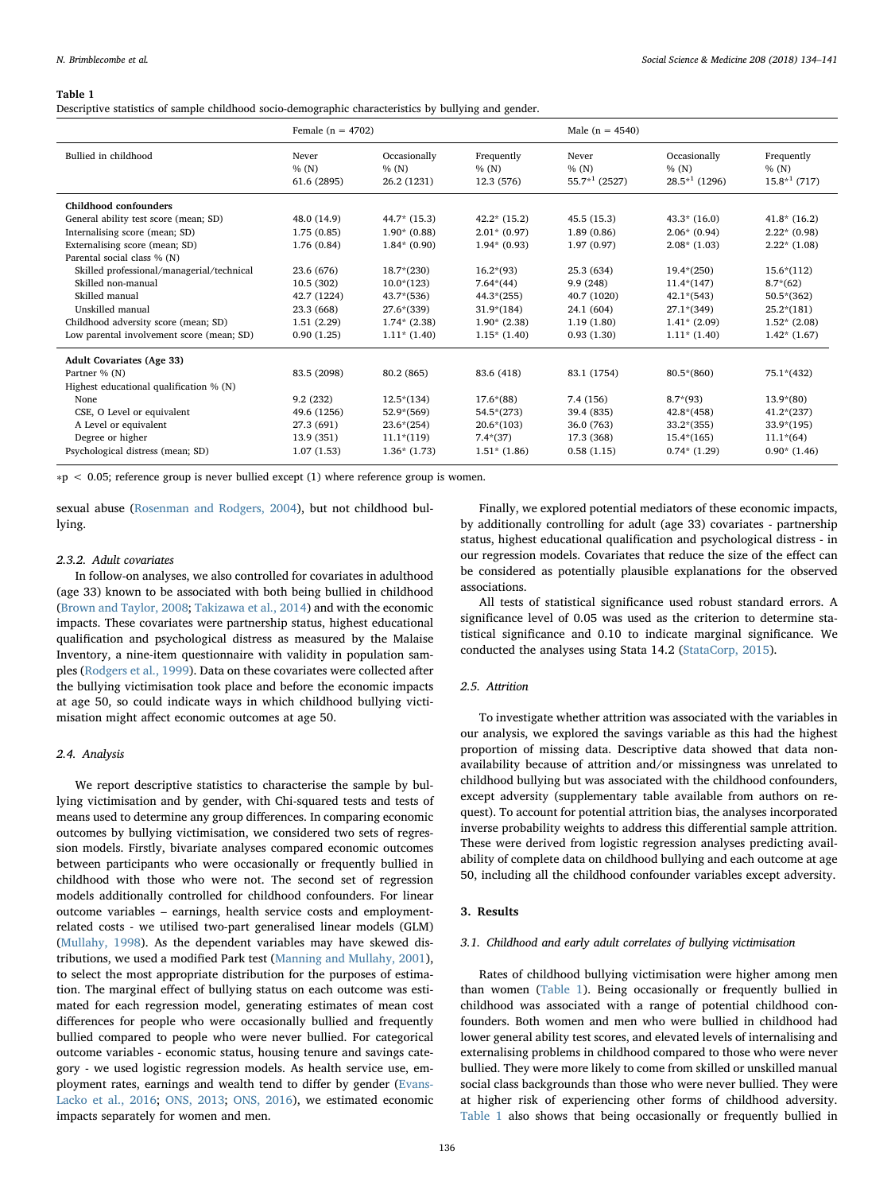**Table 1**
Descriptive statistics of sample childhood socio-demographic characteristics by bullying and gender.

| | Female (n = 4702) | | | Male (n = 4540) | | |
|---|---|---|---|---|---|---|
| Bullied in childhood | Never % (N) 61.6 (2895) | Occasionally % (N) 26.2 (1231) | Frequently % (N) 12.3 (576) | Never % (N) 55.7*[1] (2527) | Occasionally % (N) 28.5*[1] (1296) | Frequently % (N) 15.8*[1] (717) |
| **Childhood confounders** | | | | | | |
| General ability test score (mean; SD) | 48.0 (14.9) | 44.7* (15.3) | 42.2* (15.2) | 45.5 (15.3) | 43.3* (16.0) | 41.8* (16.2) |
| Internalising score (mean; SD) | 1.75 (0.85) | 1.90* (0.88) | 2.01* (0.97) | 1.89 (0.86) | 2.06* (0.94) | 2.22* (0.98) |
| Externalising score (mean; SD) | 1.76 (0.84) | 1.84* (0.90) | 1.94* (0.93) | 1.97 (0.97) | 2.08* (1.03) | 2.22* (1.08) |
| Parental social class % (N) | | | | | | |
| Skilled professional/managerial/technical | 23.6 (676) | 18.7*(230) | 16.2*(93) | 25.3 (634) | 19.4*(250) | 15.6*(112) |
| Skilled non-manual | 10.5 (302) | 10.0*(123) | 7.64*(44) | 9.9 (248) | 11.4*(147) | 8.7*(62) |
| Skilled manual | 42.7 (1224) | 43.7*(536) | 44.3*(255) | 40.7 (1020) | 42.1*(543) | 50.5*(362) |
| Unskilled manual | 23.3 (668) | 27.6*(339) | 31.9*(184) | 24.1 (604) | 27.1*(349) | 25.2*(181) |
| Childhood adversity score (mean; SD) | 1.51 (2.29) | 1.74* (2.38) | 1.90* (2.38) | 1.19 (1.80) | 1.41* (2.09) | 1.52* (2.08) |
| Low parental involvement score (mean; SD) | 0.90 (1.25) | 1.11* (1.40) | 1.15* (1.40) | 0.93 (1.30) | 1.11* (1.40) | 1.42* (1.67) |
| **Adult Covariates (Age 33)** | | | | | | |
| Partner % (N) | 83.5 (2098) | 80.2 (865) | 83.6 (418) | 83.1 (1754) | 80.5*(860) | 75.1*(432) |
| Highest educational qualification % (N) | | | | | | |
| None | 9.2 (232) | 12.5*(134) | 17.6*(88) | 7.4 (156) | 8.7*(93) | 13.9*(80) |
| CSE, O Level or equivalent | 49.6 (1256) | 52.9*(569) | 54.5*(273) | 39.4 (835) | 42.8*(458) | 41.2*(237) |
| A Level or equivalent | 27.3 (691) | 23.6*(254) | 20.6*(103) | 36.0 (763) | 33.2*(355) | 33.9*(195) |
| Degree or higher | 13.9 (351) | 11.1*(119) | 7.4*(37) | 17.3 (368) | 15.4*(165) | 11.1*(64) |
| Psychological distress (mean; SD) | 1.07 (1.53) | 1.36* (1.73) | 1.51* (1.86) | 0.58 (1.15) | 0.74* (1.29) | 0.90* (1.46) |

*p < 0.05; reference group is never bullied except (1) where reference group is women.

sexual abuse (Rosenman and Rodgers, 2004), but not childhood bullying.

#### 2.3.2. Adult covariates

In follow-on analyses, we also controlled for covariates in adulthood (age 33) known to be associated with both being bullied in childhood (Brown and Taylor, 2008; Takizawa et al., 2014) and with the economic impacts. These covariates were partnership status, highest educational qualification and psychological distress as measured by the Malaise Inventory, a nine-item questionnaire with validity in population samples (Rodgers et al., 1999). Data on these covariates were collected after the bullying victimisation took place and before the economic impacts at age 50, so could indicate ways in which childhood bullying victimisation might affect economic outcomes at age 50.

### 2.4. Analysis

We report descriptive statistics to characterise the sample by bullying victimisation and by gender, with Chi-squared tests and tests of means used to determine any group differences. In comparing economic outcomes by bullying victimisation, we considered two sets of regression models. Firstly, bivariate analyses compared economic outcomes between participants who were occasionally or frequently bullied in childhood with those who were not. The second set of regression models additionally controlled for childhood confounders. For linear outcome variables – earnings, health service costs and employment-related costs - we utilised two-part generalised linear models (GLM) (Mullahy, 1998). As the dependent variables may have skewed distributions, we used a modified Park test (Manning and Mullahy, 2001), to select the most appropriate distribution for the purposes of estimation. The marginal effect of bullying status on each outcome was estimated for each regression model, generating estimates of mean cost differences for people who were occasionally bullied and frequently bullied compared to people who were never bullied. For categorical outcome variables - economic status, housing tenure and savings category - we used logistic regression models. As health service use, employment rates, earnings and wealth tend to differ by gender (Evans-Lacko et al., 2016; ONS, 2013; ONS, 2016), we estimated economic impacts separately for women and men.

Finally, we explored potential mediators of these economic impacts, by additionally controlling for adult (age 33) covariates - partnership status, highest educational qualification and psychological distress - in our regression models. Covariates that reduce the size of the effect can be considered as potentially plausible explanations for the observed associations.

All tests of statistical significance used robust standard errors. A significance level of 0.05 was used as the criterion to determine statistical significance and 0.10 to indicate marginal significance. We conducted the analyses using Stata 14.2 (StataCorp, 2015).

### 2.5. Attrition

To investigate whether attrition was associated with the variables in our analysis, we explored the savings variable as this had the highest proportion of missing data. Descriptive data showed that data non-availability because of attrition and/or missingness was unrelated to childhood bullying but was associated with the childhood confounders, except adversity (supplementary table available from authors on request). To account for potential attrition bias, the analyses incorporated inverse probability weights to address this differential sample attrition. These were derived from logistic regression analyses predicting availability of complete data on childhood bullying and each outcome at age 50, including all the childhood confounder variables except adversity.

## 3. Results

### 3.1. Childhood and early adult correlates of bullying victimisation

Rates of childhood bullying victimisation were higher among men than women (Table 1). Being occasionally or frequently bullied in childhood was associated with a range of potential childhood confounders. Both women and men who were bullied in childhood had lower general ability test scores, and elevated levels of internalising and externalising problems in childhood compared to those who were never bullied. They were more likely to come from skilled or unskilled manual social class backgrounds than those who were never bullied. They were at higher risk of experiencing other forms of childhood adversity. Table 1 also shows that being occasionally or frequently bullied in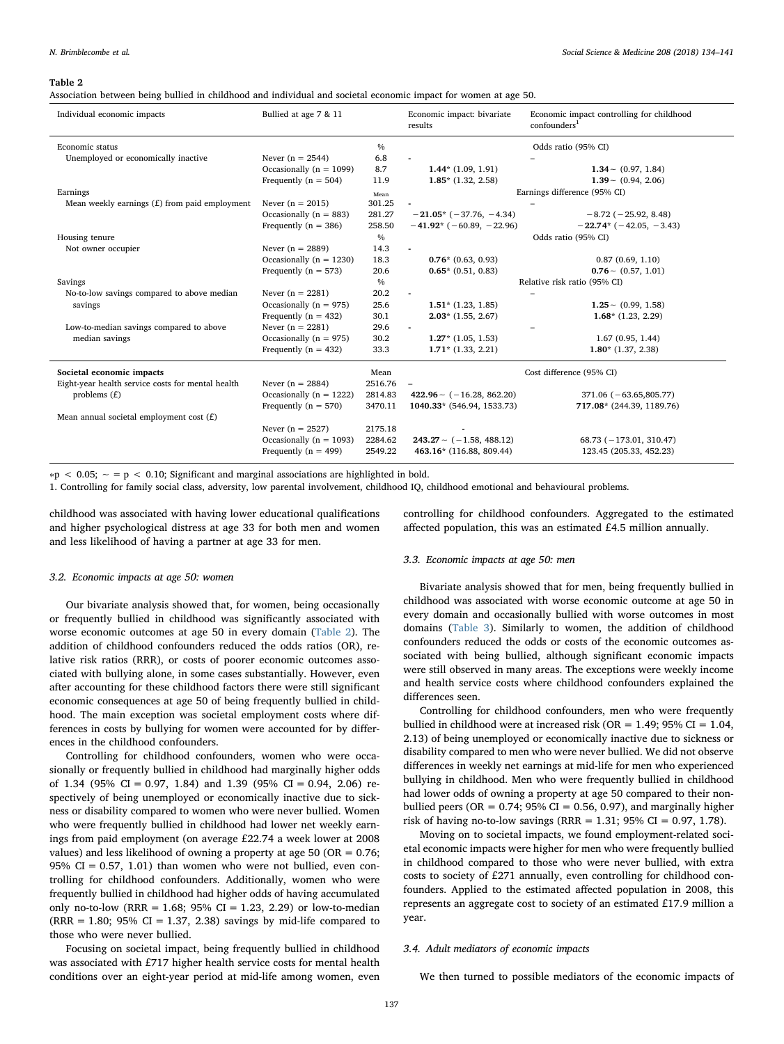**Table 2**

Association between being bullied in childhood and individual and societal economic impact for women at age 50.

| Individual economic impacts | Bullied at age 7 & 11 | | Economic impact: bivariate results | Economic impact controlling for childhood confounders[1] |
|---|---|---|---|---|
| Economic status | | % | | Odds ratio (95% CI) |
| Unemployed or economically inactive | Never (n = 2544) | 6.8 | - | – |
| | Occasionally (n = 1099) | 8.7 | **1.44*** (1.09, 1.91) | **1.34**~ (0.97, 1.84) |
| | Frequently (n = 504) | 11.9 | **1.85*** (1.32, 2.58) | **1.39**~ (0.94, 2.06) |
| Earnings | | Mean | | Earnings difference (95% CI) |
| Mean weekly earnings (£) from paid employment | Never (n = 2015) | 301.25 | - | – |
| | Occasionally (n = 883) | 281.27 | **−21.05*** (−37.76, −4.34) | −8.72 (−25.92, 8.48) |
| | Frequently (n = 386) | 258.50 | **−41.92*** (−60.89, −22.96) | **−22.74*** (−42.05, −3.43) |
| Housing tenure | | % | | Odds ratio (95% CI) |
| Not owner occupier | Never (n = 2889) | 14.3 | - | |
| | Occasionally (n = 1230) | 18.3 | **0.76*** (0.63, 0.93) | 0.87 (0.69, 1.10) |
| | Frequently (n = 573) | 20.6 | **0.65*** (0.51, 0.83) | **0.76**~ (0.57, 1.01) |
| Savings | | % | | Relative risk ratio (95% CI) |
| No-to-low savings compared to above median savings | Never (n = 2281) | 20.2 | - | – |
| | Occasionally (n = 975) | 25.6 | **1.51*** (1.23, 1.85) | **1.25**~ (0.99, 1.58) |
| | Frequently (n = 432) | 30.1 | **2.03*** (1.55, 2.67) | **1.68*** (1.23, 2.29) |
| Low-to-median savings compared to above median savings | Never (n = 2281) | 29.6 | - | – |
| | Occasionally (n = 975) | 30.2 | **1.27*** (1.05, 1.53) | 1.67 (0.95, 1.44) |
| | Frequently (n = 432) | 33.3 | **1.71*** (1.33, 2.21) | **1.80*** (1.37, 2.38) |
| **Societal economic impacts** | | Mean | | Cost difference (95% CI) |
| Eight-year health service costs for mental health problems (£) | Never (n = 2884) | 2516.76 | – | |
| | Occasionally (n = 1222) | 2814.83 | **422.96**~ (−16.28, 862.20) | 371.06 (−63.65,805.77) |
| | Frequently (n = 570) | 3470.11 | **1040.33*** (546.94, 1533.73) | **717.08*** (244.39, 1189.76) |
| Mean annual societal employment cost (£) | | | | |
| | Never (n = 2527) | 2175.18 | - | |
| | Occasionally (n = 1093) | 2284.62 | **243.27**~ (−1.58, 488.12) | 68.73 (−173.01, 310.47) |
| | Frequently (n = 499) | 2549.22 | **463.16*** (116.88, 809.44) | 123.45 (205.33, 452.23) |

*$p < 0.05$; ~ = $p < 0.10$; Significant and marginal associations are highlighted in bold.

1. Controlling for family social class, adversity, low parental involvement, childhood IQ, childhood emotional and behavioural problems.

childhood was associated with having lower educational qualifications and higher psychological distress at age 33 for both men and women and less likelihood of having a partner at age 33 for men.

### 3.2. Economic impacts at age 50: women

Our bivariate analysis showed that, for women, being occasionally or frequently bullied in childhood was significantly associated with worse economic outcomes at age 50 in every domain (Table 2). The addition of childhood confounders reduced the odds ratios (OR), relative risk ratios (RRR), or costs of poorer economic outcomes associated with bullying alone, in some cases substantially. However, even after accounting for these childhood factors there were still significant economic consequences at age 50 of being frequently bullied in childhood. The main exception was societal employment costs where differences in costs by bullying for women were accounted for by differences in the childhood confounders.

Controlling for childhood confounders, women who were occasionally or frequently bullied in childhood had marginally higher odds of 1.34 (95% CI = 0.97, 1.84) and 1.39 (95% CI = 0.94, 2.06) respectively of being unemployed or economically inactive due to sickness or disability compared to women who were never bullied. Women who were frequently bullied in childhood had lower net weekly earnings from paid employment (on average £22.74 a week lower at 2008 values) and less likelihood of owning a property at age 50 (OR = 0.76; 95% CI = 0.57, 1.01) than women who were not bullied, even controlling for childhood confounders. Additionally, women who were frequently bullied in childhood had higher odds of having accumulated only no-to-low (RRR = 1.68; 95% CI = 1.23, 2.29) or low-to-median (RRR = 1.80; 95% CI = 1.37, 2.38) savings by mid-life compared to those who were never bullied.

Focusing on societal impact, being frequently bullied in childhood was associated with £717 higher health service costs for mental health conditions over an eight-year period at mid-life among women, even controlling for childhood confounders. Aggregated to the estimated affected population, this was an estimated £4.5 million annually.

### 3.3. Economic impacts at age 50: men

Bivariate analysis showed that for men, being frequently bullied in childhood was associated with worse economic outcome at age 50 in every domain and occasionally bullied with worse outcomes in most domains (Table 3). Similarly to women, the addition of childhood confounders reduced the odds or costs of the economic outcomes associated with being bullied, although significant economic impacts were still observed in many areas. The exceptions were weekly income and health service costs where childhood confounders explained the differences seen.

Controlling for childhood confounders, men who were frequently bullied in childhood were at increased risk (OR = 1.49; 95% CI = 1.04, 2.13) of being unemployed or economically inactive due to sickness or disability compared to men who were never bullied. We did not observe differences in weekly net earnings at mid-life for men who experienced bullying in childhood. Men who were frequently bullied in childhood had lower odds of owning a property at age 50 compared to their non-bullied peers (OR = 0.74; 95% CI = 0.56, 0.97), and marginally higher risk of having no-to-low savings (RRR = 1.31; 95% CI = 0.97, 1.78).

Moving on to societal impacts, we found employment-related societal economic impacts were higher for men who were frequently bullied in childhood compared to those who were never bullied, with extra costs to society of £271 annually, even controlling for childhood confounders. Applied to the estimated affected population in 2008, this represents an aggregate cost to society of an estimated £17.9 million a year.

### 3.4. Adult mediators of economic impacts

We then turned to possible mediators of the economic impacts of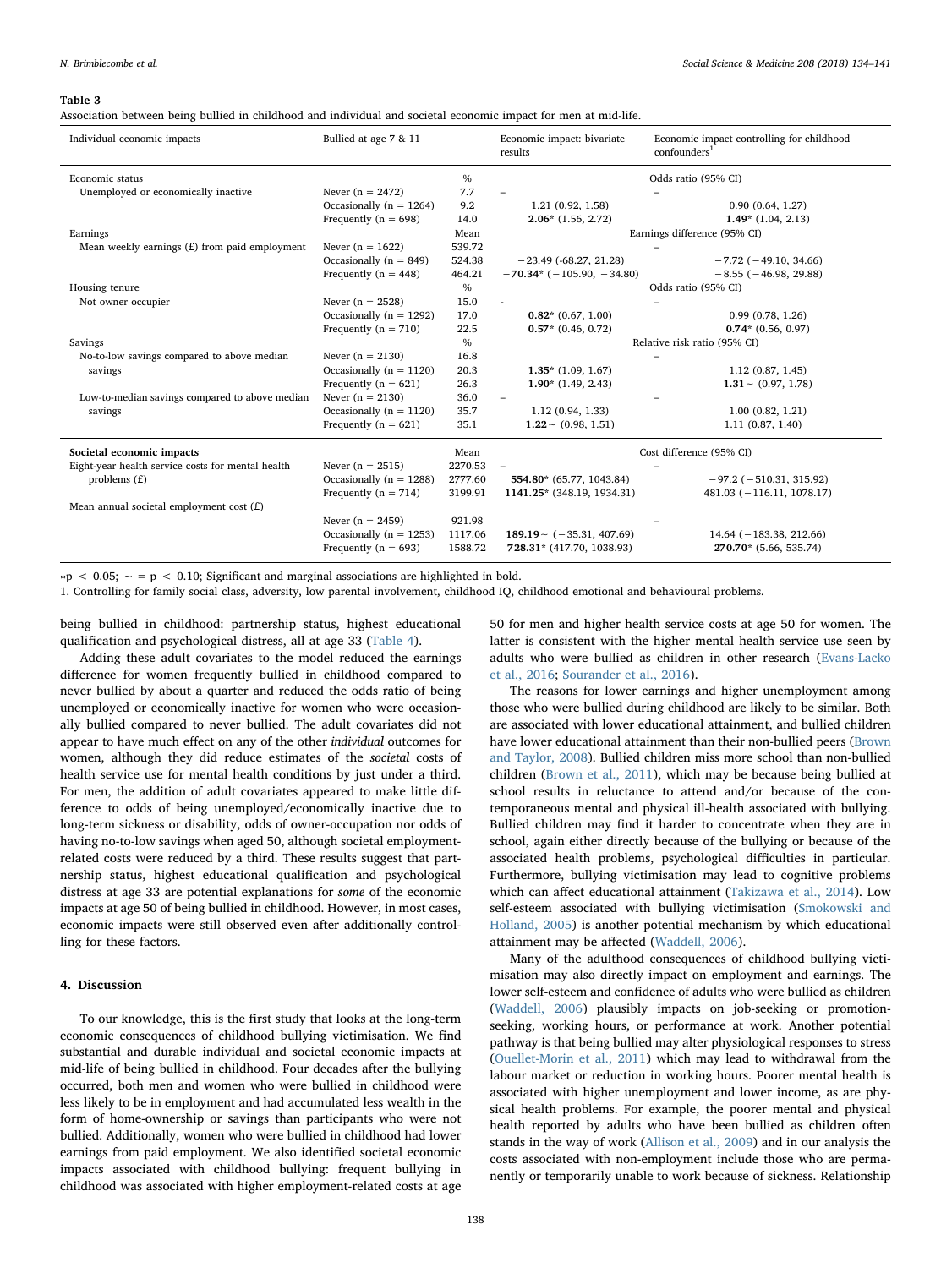**Table 3**

Association between being bullied in childhood and individual and societal economic impact for men at mid-life.

| Individual economic impacts | Bullied at age 7 & 11 | | Economic impact: bivariate results | Economic impact controlling for childhood confounders[1] |
|---|---|---|---|---|
| Economic status | | % | Odds ratio (95% CI) | |
| Unemployed or economically inactive | Never (n = 2472) | 7.7 | – | – |
| | Occasionally (n = 1264) | 9.2 | 1.21 (0.92, 1.58) | 0.90 (0.64, 1.27) |
| | Frequently (n = 698) | 14.0 | **2.06*** (1.56, 2.72) | **1.49*** (1.04, 2.13) |
| Earnings | | Mean | Earnings difference (95% CI) | |
| Mean weekly earnings (£) from paid employment | Never (n = 1622) | 539.72 | | – |
| | Occasionally (n = 849) | 524.38 | −23.49 (-68.27, 21.28) | −7.72 (−49.10, 34.66) |
| | Frequently (n = 448) | 464.21 | **−70.34*** (−105.90, −34.80) | −8.55 (−46.98, 29.88) |
| Housing tenure | | % | Odds ratio (95% CI) | |
| Not owner occupier | Never (n = 2528) | 15.0 | - | – |
| | Occasionally (n = 1292) | 17.0 | **0.82*** (0.67, 1.00) | 0.99 (0.78, 1.26) |
| | Frequently (n = 710) | 22.5 | **0.57*** (0.46, 0.72) | **0.74*** (0.56, 0.97) |
| Savings | | % | Relative risk ratio (95% CI) | |
| No-to-low savings compared to above median savings | Never (n = 2130) | 16.8 | | – |
| | Occasionally (n = 1120) | 20.3 | **1.35*** (1.09, 1.67) | 1.12 (0.87, 1.45) |
| | Frequently (n = 621) | 26.3 | **1.90*** (1.49, 2.43) | **1.31∼** (0.97, 1.78) |
| Low-to-median savings compared to above median savings | Never (n = 2130) | 36.0 | – | – |
| | Occasionally (n = 1120) | 35.7 | 1.12 (0.94, 1.33) | 1.00 (0.82, 1.21) |
| | Frequently (n = 621) | 35.1 | **1.22∼** (0.98, 1.51) | 1.11 (0.87, 1.40) |
| **Societal economic impacts** | | Mean | Cost difference (95% CI) | |
| Eight-year health service costs for mental health problems (£) | Never (n = 2515) | 2270.53 | – | – |
| | Occasionally (n = 1288) | 2777.60 | **554.80*** (65.77, 1043.84) | −97.2 (−510.31, 315.92) |
| | Frequently (n = 714) | 3199.91 | **1141.25*** (348.19, 1934.31) | 481.03 (−116.11, 1078.17) |
| Mean annual societal employment cost (£) | | | | |
| | Never (n = 2459) | 921.98 | | – |
| | Occasionally (n = 1253) | 1117.06 | **189.19∼** (−35.31, 407.69) | 14.64 (−183.38, 212.66) |
| | Frequently (n = 693) | 1588.72 | **728.31*** (417.70, 1038.93) | **270.70*** (5.66, 535.74) |

*p < 0.05; ∼ = p < 0.10; Significant and marginal associations are highlighted in bold.

1. Controlling for family social class, adversity, low parental involvement, childhood IQ, childhood emotional and behavioural problems.

being bullied in childhood: partnership status, highest educational qualification and psychological distress, all at age 33 (Table 4).

Adding these adult covariates to the model reduced the earnings difference for women frequently bullied in childhood compared to never bullied by about a quarter and reduced the odds ratio of being unemployed or economically inactive for women who were occasionally bullied compared to never bullied. The adult covariates did not appear to have much effect on any of the other *individual* outcomes for women, although they did reduce estimates of the *societal* costs of health service use for mental health conditions by just under a third. For men, the addition of adult covariates appeared to make little difference to odds of being unemployed/economically inactive due to long-term sickness or disability, odds of owner-occupation nor odds of having no-to-low savings when aged 50, although societal employment-related costs were reduced by a third. These results suggest that partnership status, highest educational qualification and psychological distress at age 33 are potential explanations for *some* of the economic impacts at age 50 of being bullied in childhood. However, in most cases, economic impacts were still observed even after additionally controlling for these factors.

## 4. Discussion

To our knowledge, this is the first study that looks at the long-term economic consequences of childhood bullying victimisation. We find substantial and durable individual and societal economic impacts at mid-life of being bullied in childhood. Four decades after the bullying occurred, both men and women who were bullied in childhood were less likely to be in employment and had accumulated less wealth in the form of home-ownership or savings than participants who were not bullied. Additionally, women who were bullied in childhood had lower earnings from paid employment. We also identified societal economic impacts associated with childhood bullying: frequent bullying in childhood was associated with higher employment-related costs at age 50 for men and higher health service costs at age 50 for women. The latter is consistent with the higher mental health service use seen by adults who were bullied as children in other research (Evans-Lacko et al., 2016; Sourander et al., 2016).

The reasons for lower earnings and higher unemployment among those who were bullied during childhood are likely to be similar. Both are associated with lower educational attainment, and bullied children have lower educational attainment than their non-bullied peers (Brown and Taylor, 2008). Bullied children miss more school than non-bullied children (Brown et al., 2011), which may be because being bullied at school results in reluctance to attend and/or because of the contemporaneous mental and physical ill-health associated with bullying. Bullied children may find it harder to concentrate when they are in school, again either directly because of the bullying or because of the associated health problems, psychological difficulties in particular. Furthermore, bullying victimisation may lead to cognitive problems which can affect educational attainment (Takizawa et al., 2014). Low self-esteem associated with bullying victimisation (Smokowski and Holland, 2005) is another potential mechanism by which educational attainment may be affected (Waddell, 2006).

Many of the adulthood consequences of childhood bullying victimisation may also directly impact on employment and earnings. The lower self-esteem and confidence of adults who were bullied as children (Waddell, 2006) plausibly impacts on job-seeking or promotion-seeking, working hours, or performance at work. Another potential pathway is that being bullied may alter physiological responses to stress (Ouellet-Morin et al., 2011) which may lead to withdrawal from the labour market or reduction in working hours. Poorer mental health is associated with higher unemployment and lower income, as are physical health problems. For example, the poorer mental and physical health reported by adults who have been bullied as children often stands in the way of work (Allison et al., 2009) and in our analysis the costs associated with non-employment include those who are permanently or temporarily unable to work because of sickness. Relationship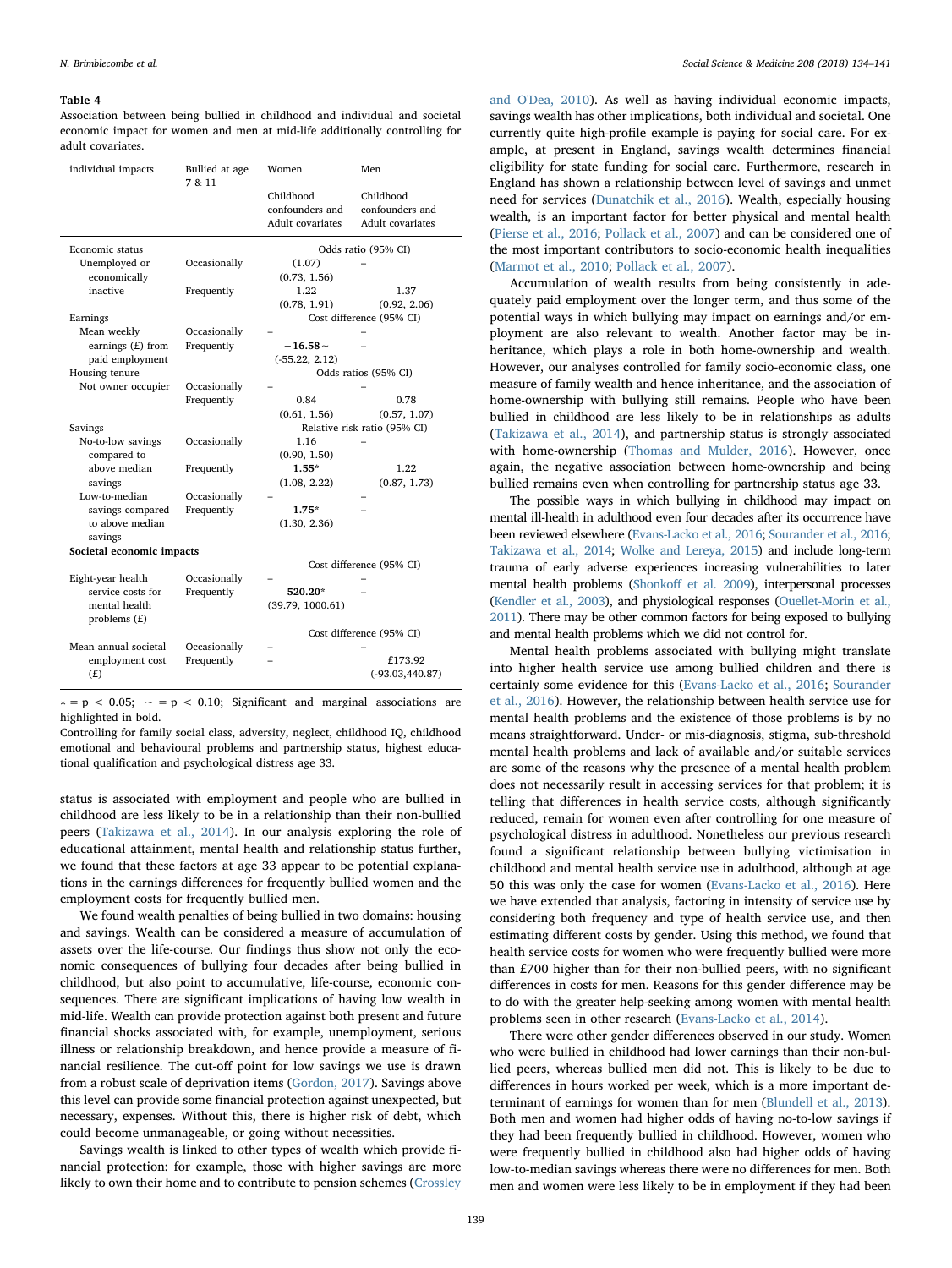**Table 4**
Association between being bullied in childhood and individual and societal economic impact for women and men at mid-life additionally controlling for adult covariates.

| individual impacts | Bullied at age 7 & 11 | Women | Men |
|---|---|---|---|
| | | Childhood confounders and Adult covariates | Childhood confounders and Adult covariates |
| Economic status | | Odds ratio (95% CI) | |
| Unemployed or economically inactive | Occasionally | (1.07) (0.73, 1.56) | – |
| | Frequently | 1.22 (0.78, 1.91) | 1.37 (0.92, 2.06) |
| Earnings | | Cost difference (95% CI) | |
| Mean weekly earnings (£) from paid employment | Occasionally | – | – |
| | Frequently | **−16.58~** (-55.22, 2.12) | – |
| Housing tenure | | Odds ratios (95% CI) | |
| Not owner occupier | Occasionally | – | – |
| | Frequently | 0.84 (0.61, 1.56) | 0.78 (0.57, 1.07) |
| Savings | | Relative risk ratio (95% CI) | |
| No-to-low savings compared to above median savings | Occasionally | 1.16 (0.90, 1.50) | – |
| | Frequently | **1.55*** (1.08, 2.22) | 1.22 (0.87, 1.73) |
| Low-to-median savings compared to above median savings | Occasionally | – | – |
| | Frequently | **1.75*** (1.30, 2.36) | – |
| **Societal economic impacts** | | | |
| | | Cost difference (95% CI) | |
| Eight-year health service costs for mental health problems (£) | Occasionally | – | – |
| | Frequently | **520.20*** (39.79, 1000.61) | – |
| | | Cost difference (95% CI) | |
| Mean annual societal employment cost (£) | Occasionally | – | – |
| | Frequently | – | £173.92 (-93.03,440.87) |

* = p < 0.05; ~ = p < 0.10; Significant and marginal associations are highlighted in bold.
Controlling for family social class, adversity, neglect, childhood IQ, childhood emotional and behavioural problems and partnership status, highest educational qualification and psychological distress age 33.

status is associated with employment and people who are bullied in childhood are less likely to be in a relationship than their non-bullied peers (Takizawa et al., 2014). In our analysis exploring the role of educational attainment, mental health and relationship status further, we found that these factors at age 33 appear to be potential explanations in the earnings differences for frequently bullied women and the employment costs for frequently bullied men.

We found wealth penalties of being bullied in two domains: housing and savings. Wealth can be considered a measure of accumulation of assets over the life-course. Our findings thus show not only the economic consequences of bullying four decades after being bullied in childhood, but also point to accumulative, life-course, economic consequences. There are significant implications of having low wealth in mid-life. Wealth can provide protection against both present and future financial shocks associated with, for example, unemployment, serious illness or relationship breakdown, and hence provide a measure of financial resilience. The cut-off point for low savings we use is drawn from a robust scale of deprivation items (Gordon, 2017). Savings above this level can provide some financial protection against unexpected, but necessary, expenses. Without this, there is higher risk of debt, which could become unmanageable, or going without necessities.

Savings wealth is linked to other types of wealth which provide financial protection: for example, those with higher savings are more likely to own their home and to contribute to pension schemes (Crossley and O'Dea, 2010). As well as having individual economic impacts, savings wealth has other implications, both individual and societal. One currently quite high-profile example is paying for social care. For example, at present in England, savings wealth determines financial eligibility for state funding for social care. Furthermore, research in England has shown a relationship between level of savings and unmet need for services (Dunatchik et al., 2016). Wealth, especially housing wealth, is an important factor for better physical and mental health (Pierse et al., 2016; Pollack et al., 2007) and can be considered one of the most important contributors to socio-economic health inequalities (Marmot et al., 2010; Pollack et al., 2007).

Accumulation of wealth results from being consistently in adequately paid employment over the longer term, and thus some of the potential ways in which bullying may impact on earnings and/or employment are also relevant to wealth. Another factor may be inheritance, which plays a role in both home-ownership and wealth. However, our analyses controlled for family socio-economic class, one measure of family wealth and hence inheritance, and the association of home-ownership with bullying still remains. People who have been bullied in childhood are less likely to be in relationships as adults (Takizawa et al., 2014), and partnership status is strongly associated with home-ownership (Thomas and Mulder, 2016). However, once again, the negative association between home-ownership and being bullied remains even when controlling for partnership status age 33.

The possible ways in which bullying in childhood may impact on mental ill-health in adulthood even four decades after its occurrence have been reviewed elsewhere (Evans-Lacko et al., 2016; Sourander et al., 2016; Takizawa et al., 2014; Wolke and Lereya, 2015) and include long-term trauma of early adverse experiences increasing vulnerabilities to later mental health problems (Shonkoff et al. 2009), interpersonal processes (Kendler et al., 2003), and physiological responses (Ouellet-Morin et al., 2011). There may be other common factors for being exposed to bullying and mental health problems which we did not control for.

Mental health problems associated with bullying might translate into higher health service use among bullied children and there is certainly some evidence for this (Evans-Lacko et al., 2016; Sourander et al., 2016). However, the relationship between health service use for mental health problems and the existence of those problems is by no means straightforward. Under- or mis-diagnosis, stigma, sub-threshold mental health problems and lack of available and/or suitable services are some of the reasons why the presence of a mental health problem does not necessarily result in accessing services for that problem; it is telling that differences in health service costs, although significantly reduced, remain for women even after controlling for one measure of psychological distress in adulthood. Nonetheless our previous research found a significant relationship between bullying victimisation in childhood and mental health service use in adulthood, although at age 50 this was only the case for women (Evans-Lacko et al., 2016). Here we have extended that analysis, factoring in intensity of service use by considering both frequency and type of health service use, and then estimating different costs by gender. Using this method, we found that health service costs for women who were frequently bullied were more than £700 higher than for their non-bullied peers, with no significant differences in costs for men. Reasons for this gender difference may be to do with the greater help-seeking among women with mental health problems seen in other research (Evans-Lacko et al., 2014).

There were other gender differences observed in our study. Women who were bullied in childhood had lower earnings than their non-bullied peers, whereas bullied men did not. This is likely to be due to differences in hours worked per week, which is a more important determinant of earnings for women than for men (Blundell et al., 2013). Both men and women had higher odds of having no-to-low savings if they had been frequently bullied in childhood. However, women who were frequently bullied in childhood also had higher odds of having low-to-median savings whereas there were no differences for men. Both men and women were less likely to be in employment if they had been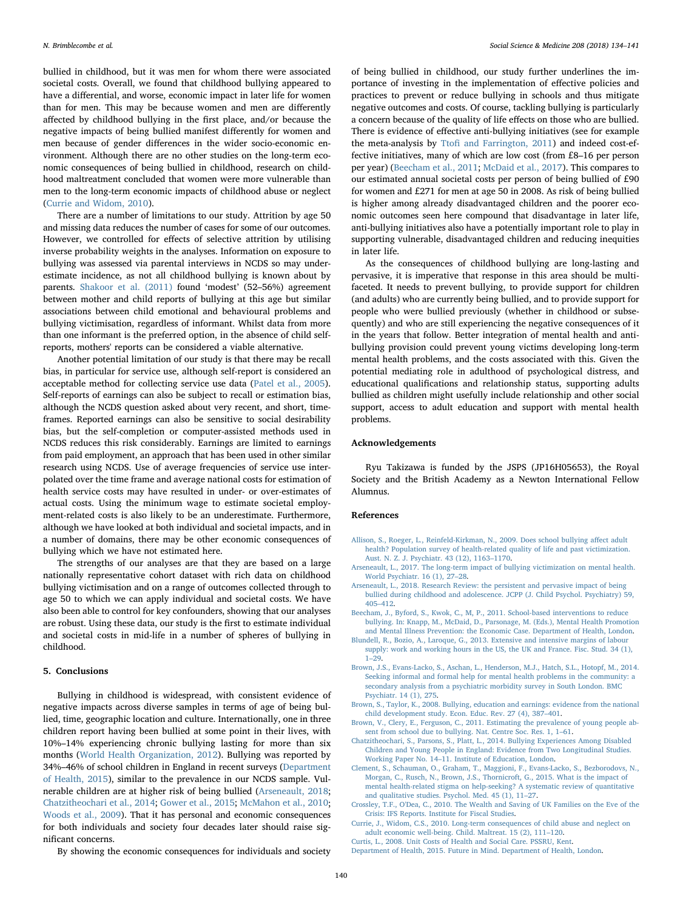bullied in childhood, but it was men for whom there were associated societal costs. Overall, we found that childhood bullying appeared to have a differential, and worse, economic impact in later life for women than for men. This may be because women and men are differently affected by childhood bullying in the first place, and/or because the negative impacts of being bullied manifest differently for women and men because of gender differences in the wider socio-economic environment. Although there are no other studies on the long-term economic consequences of being bullied in childhood, research on childhood maltreatment concluded that women were more vulnerable than men to the long-term economic impacts of childhood abuse or neglect (Currie and Widom, 2010).

There are a number of limitations to our study. Attrition by age 50 and missing data reduces the number of cases for some of our outcomes. However, we controlled for effects of selective attrition by utilising inverse probability weights in the analyses. Information on exposure to bullying was assessed via parental interviews in NCDS so may underestimate incidence, as not all childhood bullying is known about by parents. Shakoor et al. (2011) found 'modest' (52–56%) agreement between mother and child reports of bullying at this age but similar associations between child emotional and behavioural problems and bullying victimisation, regardless of informant. Whilst data from more than one informant is the preferred option, in the absence of child self-reports, mothers' reports can be considered a viable alternative.

Another potential limitation of our study is that there may be recall bias, in particular for service use, although self-report is considered an acceptable method for collecting service use data (Patel et al., 2005). Self-reports of earnings can also be subject to recall or estimation bias, although the NCDS question asked about very recent, and short, time-frames. Reported earnings can also be sensitive to social desirability bias, but the self-completion or computer-assisted methods used in NCDS reduces this risk considerably. Earnings are limited to earnings from paid employment, an approach that has been used in other similar research using NCDS. Use of average frequencies of service use interpolated over the time frame and average national costs for estimation of health service costs may have resulted in under- or over-estimates of actual costs. Using the minimum wage to estimate societal employment-related costs is also likely to be an underestimate. Furthermore, although we have looked at both individual and societal impacts, and in a number of domains, there may be other economic consequences of bullying which we have not estimated here.

The strengths of our analyses are that they are based on a large nationally representative cohort dataset with rich data on childhood bullying victimisation and on a range of outcomes collected through to age 50 to which we can apply individual and societal costs. We have also been able to control for key confounders, showing that our analyses are robust. Using these data, our study is the first to estimate individual and societal costs in mid-life in a number of spheres of bullying in childhood.

## 5. Conclusions

Bullying in childhood is widespread, with consistent evidence of negative impacts across diverse samples in terms of age of being bullied, time, geographic location and culture. Internationally, one in three children report having been bullied at some point in their lives, with 10%–14% experiencing chronic bullying lasting for more than six months (World Health Organization, 2012). Bullying was reported by 34%–46% of school children in England in recent surveys (Department of Health, 2015), similar to the prevalence in our NCDS sample. Vulnerable children are at higher risk of being bullied (Arseneault, 2018; Chatzitheochari et al., 2014; Gower et al., 2015; McMahon et al., 2010; Woods et al., 2009). That it has personal and economic consequences for both individuals and society four decades later should raise significant concerns.

By showing the economic consequences for individuals and society of being bullied in childhood, our study further underlines the importance of investing in the implementation of effective policies and practices to prevent or reduce bullying in schools and thus mitigate negative outcomes and costs. Of course, tackling bullying is particularly a concern because of the quality of life effects on those who are bullied. There is evidence of effective anti-bullying initiatives (see for example the meta-analysis by Ttofi and Farrington, 2011) and indeed cost-effective initiatives, many of which are low cost (from £8–16 per person per year) (Beecham et al., 2011; McDaid et al., 2017). This compares to our estimated annual societal costs per person of being bullied of £90 for women and £271 for men at age 50 in 2008. As risk of being bullied is higher among already disadvantaged children and the poorer economic outcomes seen here compound that disadvantage in later life, anti-bullying initiatives also have a potentially important role to play in supporting vulnerable, disadvantaged children and reducing inequities in later life.

As the consequences of childhood bullying are long-lasting and pervasive, it is imperative that response in this area should be multi-faceted. It needs to prevent bullying, to provide support for children (and adults) who are currently being bullied, and to provide support for people who were bullied previously (whether in childhood or subsequently) and who are still experiencing the negative consequences of it in the years that follow. Better integration of mental health and anti-bullying provision could prevent young victims developing long-term mental health problems, and the costs associated with this. Given the potential mediating role in adulthood of psychological distress, and educational qualifications and relationship status, supporting adults bullied as children might usefully include relationship and other social support, access to adult education and support with mental health problems.

## Acknowledgements

Ryu Takizawa is funded by the JSPS (JP16H05653), the Royal Society and the British Academy as a Newton International Fellow Alumnus.

## References

Allison, S., Roeger, L., Reinfeld-Kirkman, N., 2009. Does school bullying affect adult health? Population survey of health-related quality of life and past victimization. Aust. N. Z. J. Psychiatr. 43 (12), 1163–1170.

Arseneault, L., 2017. The long-term impact of bullying victimization on mental health. World Psychiatr. 16 (1), 27–28.

Arseneault, L., 2018. Research Review: the persistent and pervasive impact of being bullied during childhood and adolescence. JCPP (J. Child Psychol. Psychiatry) 59, 405–412.

Beecham, J., Byford, S., Kwok, C., M, P., 2011. School-based interventions to reduce bullying. In: Knapp, M., McDaid, D., Parsonage, M. (Eds.), Mental Health Promotion and Mental Illness Prevention: the Economic Case. Department of Health, London.

Blundell, R., Bozio, A., Laroque, G., 2013. Extensive and intensive margins of labour supply: work and working hours in the US, the UK and France. Fisc. Stud. 34 (1), 1–29.

Brown, J.S., Evans-Lacko, S., Aschan, L., Henderson, M.J., Hatch, S.L., Hotopf, M., 2014. Seeking informal and formal help for mental health problems in the community: a secondary analysis from a psychiatric morbidity survey in South London. BMC Psychiatr. 14 (1), 275.

Brown, S., Taylor, K., 2008. Bullying, education and earnings: evidence from the national child development study. Econ. Educ. Rev. 27 (4), 387–401.

Brown, V., Clery, E., Ferguson, C., 2011. Estimating the prevalence of young people absent from school due to bullying. Nat. Centre Soc. Res. 1, 1–61.

Chatzitheochari, S., Parsons, S., Platt, L., 2014. Bullying Experiences Among Disabled Children and Young People in England: Evidence from Two Longitudinal Studies. Working Paper No. 14–11. Institute of Education, London.

Clement, S., Schauman, O., Graham, T., Maggioni, F., Evans-Lacko, S., Bezborodovs, N., Morgan, C., Rusch, N., Brown, J.S., Thornicroft, G., 2015. What is the impact of mental health-related stigma on help-seeking? A systematic review of quantitative and qualitative studies. Psychol. Med. 45 (1), 11–27.

Crossley, T.F., O'Dea, C., 2010. The Wealth and Saving of UK Families on the Eve of the Crisis: IFS Reports. Institute for Fiscal Studies.

Currie, J., Widom, C.S., 2010. Long-term consequences of child abuse and neglect on adult economic well-being. Child. Maltreat. 15 (2), 111–120.

Curtis, L., 2008. Unit Costs of Health and Social Care. PSSRU, Kent.

Department of Health, 2015. Future in Mind. Department of Health, London.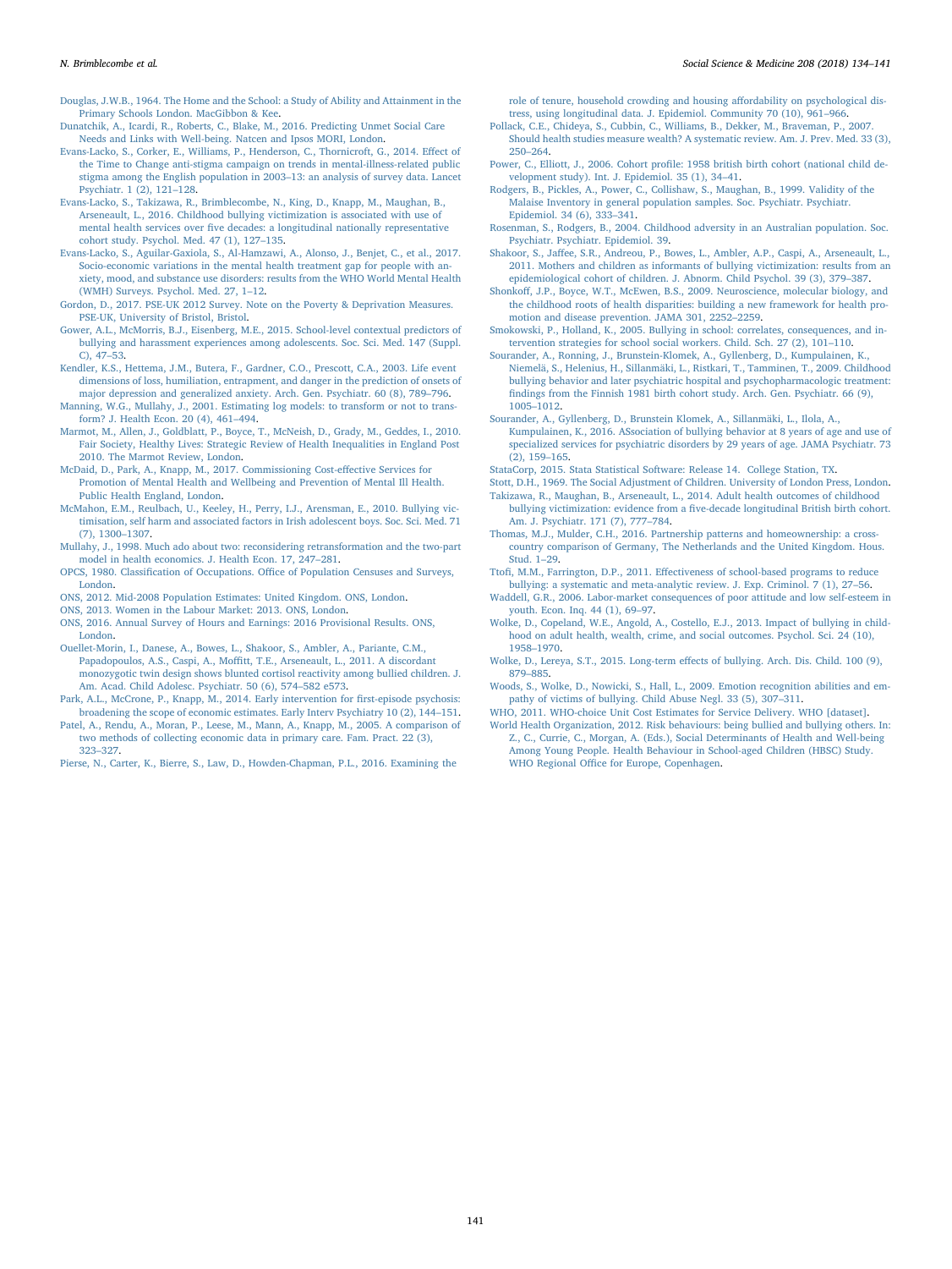Douglas, J.W.B., 1964. The Home and the School: a Study of Ability and Attainment in the Primary Schools London. MacGibbon & Kee.

Dunatchik, A., Icardi, R., Roberts, C., Blake, M., 2016. Predicting Unmet Social Care Needs and Links with Well-being. Natcen and Ipsos MORI, London.

Evans-Lacko, S., Corker, E., Williams, P., Henderson, C., Thornicroft, G., 2014. Effect of the Time to Change anti-stigma campaign on trends in mental-illness-related public stigma among the English population in 2003–13: an analysis of survey data. Lancet Psychiatr. 1 (2), 121–128.

Evans-Lacko, S., Takizawa, R., Brimblecombe, N., King, D., Knapp, M., Maughan, B., Arseneault, L., 2016. Childhood bullying victimization is associated with use of mental health services over five decades: a longitudinal nationally representative cohort study. Psychol. Med. 47 (1), 127–135.

Evans-Lacko, S., Aguilar-Gaxiola, S., Al-Hamzawi, A., Alonso, J., Benjet, C., et al., 2017. Socio-economic variations in the mental health treatment gap for people with anxiety, mood, and substance use disorders: results from the WHO World Mental Health (WMH) Surveys. Psychol. Med. 27, 1–12.

Gordon, D., 2017. PSE-UK 2012 Survey. Note on the Poverty & Deprivation Measures. PSE-UK, University of Bristol, Bristol.

Gower, A.L., McMorris, B.J., Eisenberg, M.E., 2015. School-level contextual predictors of bullying and harassment experiences among adolescents. Soc. Sci. Med. 147 (Suppl. C), 47–53.

Kendler, K.S., Hettema, J.M., Butera, F., Gardner, C.O., Prescott, C.A., 2003. Life event dimensions of loss, humiliation, entrapment, and danger in the prediction of onsets of major depression and generalized anxiety. Arch. Gen. Psychiatr. 60 (8), 789–796.

Manning, W.G., Mullahy, J., 2001. Estimating log models: to transform or not to transform? J. Health Econ. 20 (4), 461–494.

Marmot, M., Allen, J., Goldblatt, P., Boyce, T., McNeish, D., Grady, M., Geddes, I., 2010. Fair Society, Healthy Lives: Strategic Review of Health Inequalities in England Post 2010. The Marmot Review, London.

McDaid, D., Park, A., Knapp, M., 2017. Commissioning Cost-effective Services for Promotion of Mental Health and Wellbeing and Prevention of Mental Ill Health. Public Health England, London.

McMahon, E.M., Reulbach, U., Keeley, H., Perry, I.J., Arensman, E., 2010. Bullying victimisation, self harm and associated factors in Irish adolescent boys. Soc. Sci. Med. 71 (7), 1300–1307.

Mullahy, J., 1998. Much ado about two: reconsidering retransformation and the two-part model in health economics. J. Health Econ. 17, 247–281.

OPCS, 1980. Classification of Occupations. Office of Population Censuses and Surveys, London.

ONS, 2012. Mid-2008 Population Estimates: United Kingdom. ONS, London.

ONS, 2013. Women in the Labour Market: 2013. ONS, London.

ONS, 2016. Annual Survey of Hours and Earnings: 2016 Provisional Results. ONS, London.

Ouellet-Morin, I., Danese, A., Bowes, L., Shakoor, S., Ambler, A., Pariante, C.M., Papadopoulos, A.S., Caspi, A., Moffitt, T.E., Arseneault, L., 2011. A discordant monozygotic twin design shows blunted cortisol reactivity among bullied children. J. Am. Acad. Child Adolesc. Psychiatr. 50 (6), 574–582 e573.

Park, A.L., McCrone, P., Knapp, M., 2014. Early intervention for first-episode psychosis: broadening the scope of economic estimates. Early Interv Psychiatry 10 (2), 144–151.

Patel, A., Rendu, A., Moran, P., Leese, M., Mann, A., Knapp, M., 2005. A comparison of two methods of collecting economic data in primary care. Fam. Pract. 22 (3), 323–327.

Pierse, N., Carter, K., Bierre, S., Law, D., Howden-Chapman, P.L., 2016. Examining the role of tenure, household crowding and housing affordability on psychological distress, using longitudinal data. J. Epidemiol. Community 70 (10), 961–966.

Pollack, C.E., Chideya, S., Cubbin, C., Williams, B., Dekker, M., Braveman, P., 2007. Should health studies measure wealth? A systematic review. Am. J. Prev. Med. 33 (3), 250–264.

Power, C., Elliott, J., 2006. Cohort profile: 1958 british birth cohort (national child development study). Int. J. Epidemiol. 35 (1), 34–41.

Rodgers, B., Pickles, A., Power, C., Collishaw, S., Maughan, B., 1999. Validity of the Malaise Inventory in general population samples. Soc. Psychiatr. Psychiatr. Epidemiol. 34 (6), 333–341.

Rosenman, S., Rodgers, B., 2004. Childhood adversity in an Australian population. Soc. Psychiatr. Psychiatr. Epidemiol. 39.

Shakoor, S., Jaffee, S.R., Andreou, P., Bowes, L., Ambler, A.P., Caspi, A., Arseneault, L., 2011. Mothers and children as informants of bullying victimization: results from an epidemiological cohort of children. J. Abnorm. Child Psychol. 39 (3), 379–387.

Shonkoff, J.P., Boyce, W.T., McEwen, B.S., 2009. Neuroscience, molecular biology, and the childhood roots of health disparities: building a new framework for health promotion and disease prevention. JAMA 301, 2252–2259.

Smokowski, P., Holland, K., 2005. Bullying in school: correlates, consequences, and intervention strategies for school social workers. Child. Sch. 27 (2), 101–110.

Sourander, A., Ronning, J., Brunstein-Klomek, A., Gyllenberg, D., Kumpulainen, K., Niemelä, S., Helenius, H., Sillanmäki, L., Ristkari, T., Tamminen, T., 2009. Childhood bullying behavior and later psychiatric hospital and psychopharmacologic treatment: findings from the Finnish 1981 birth cohort study. Arch. Gen. Psychiatr. 66 (9), 1005–1012.

Sourander, A., Gyllenberg, D., Brunstein Klomek, A., Sillanmäki, L., Ilola, A., Kumpulainen, K., 2016. ASsociation of bullying behavior at 8 years of age and use of specialized services for psychiatric disorders by 29 years of age. JAMA Psychiatr. 73 (2), 159–165.

StataCorp, 2015. Stata Statistical Software: Release 14. College Station, TX.

Stott, D.H., 1969. The Social Adjustment of Children. University of London Press, London.

Takizawa, R., Maughan, B., Arseneault, L., 2014. Adult health outcomes of childhood bullying victimization: evidence from a five-decade longitudinal British birth cohort. Am. J. Psychiatr. 171 (7), 777–784.

Thomas, M.J., Mulder, C.H., 2016. Partnership patterns and homeownership: a cross-country comparison of Germany, The Netherlands and the United Kingdom. Hous. Stud. 1–29.

Ttofi, M.M., Farrington, D.P., 2011. Effectiveness of school-based programs to reduce bullying: a systematic and meta-analytic review. J. Exp. Criminol. 7 (1), 27–56.

Waddell, G.R., 2006. Labor-market consequences of poor attitude and low self-esteem in youth. Econ. Inq. 44 (1), 69–97.

Wolke, D., Copeland, W.E., Angold, A., Costello, E.J., 2013. Impact of bullying in childhood on adult health, wealth, crime, and social outcomes. Psychol. Sci. 24 (10), 1958–1970.

Wolke, D., Lereya, S.T., 2015. Long-term effects of bullying. Arch. Dis. Child. 100 (9), 879–885.

Woods, S., Wolke, D., Nowicki, S., Hall, L., 2009. Emotion recognition abilities and empathy of victims of bullying. Child Abuse Negl. 33 (5), 307–311.

WHO, 2011. WHO-choice Unit Cost Estimates for Service Delivery. WHO [dataset].

World Health Organization, 2012. Risk behaviours: being bullied and bullying others. In: Z., C., Currie, C., Morgan, A. (Eds.), Social Determinants of Health and Well-being Among Young People. Health Behaviour in School-aged Children (HBSC) Study. WHO Regional Office for Europe, Copenhagen.